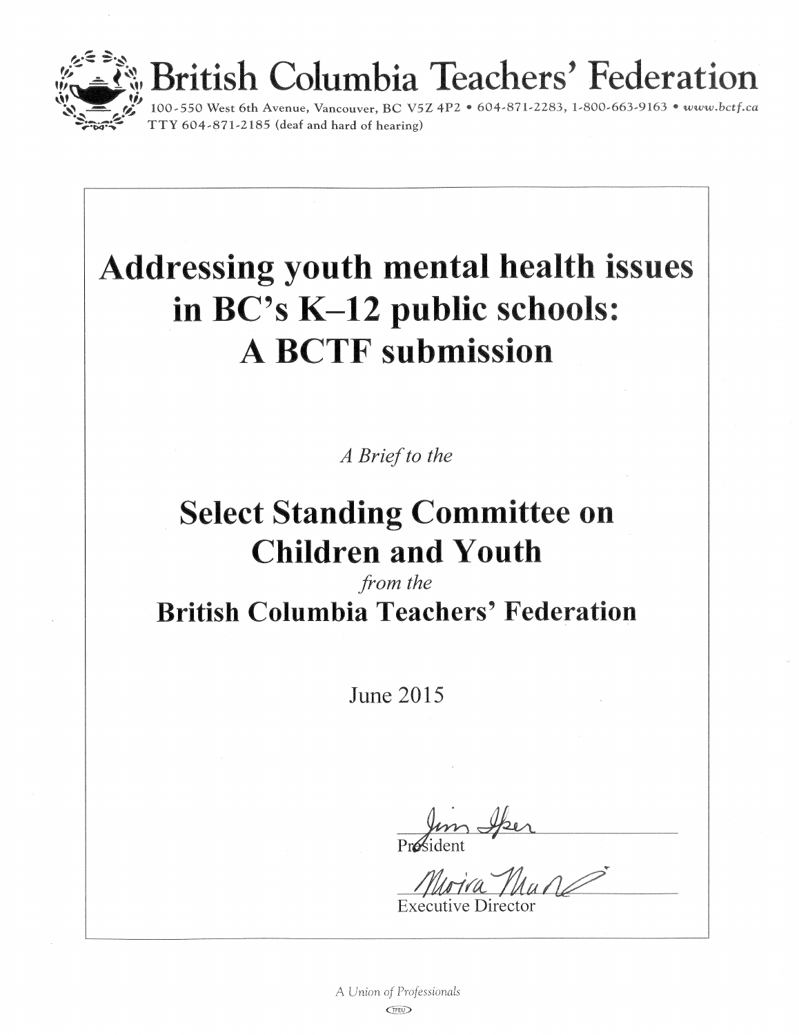British Columbia Teachers' Federation

100-550 West 6th Avenue, Vancouver, BC V5Z 4P2 • 604-871-2283, 1-800-663-9163 • *www.bctf.ca*
TTY 604-871-2185 (deaf and hard of hearing)

# Addressing youth mental health issues in BC's K–12 public schools: A BCTF submission

*A Brief to the*

## Select Standing Committee on Children and Youth

*from the*

## British Columbia Teachers' Federation

June 2015

President

Executive Director

*A Union of Professionals*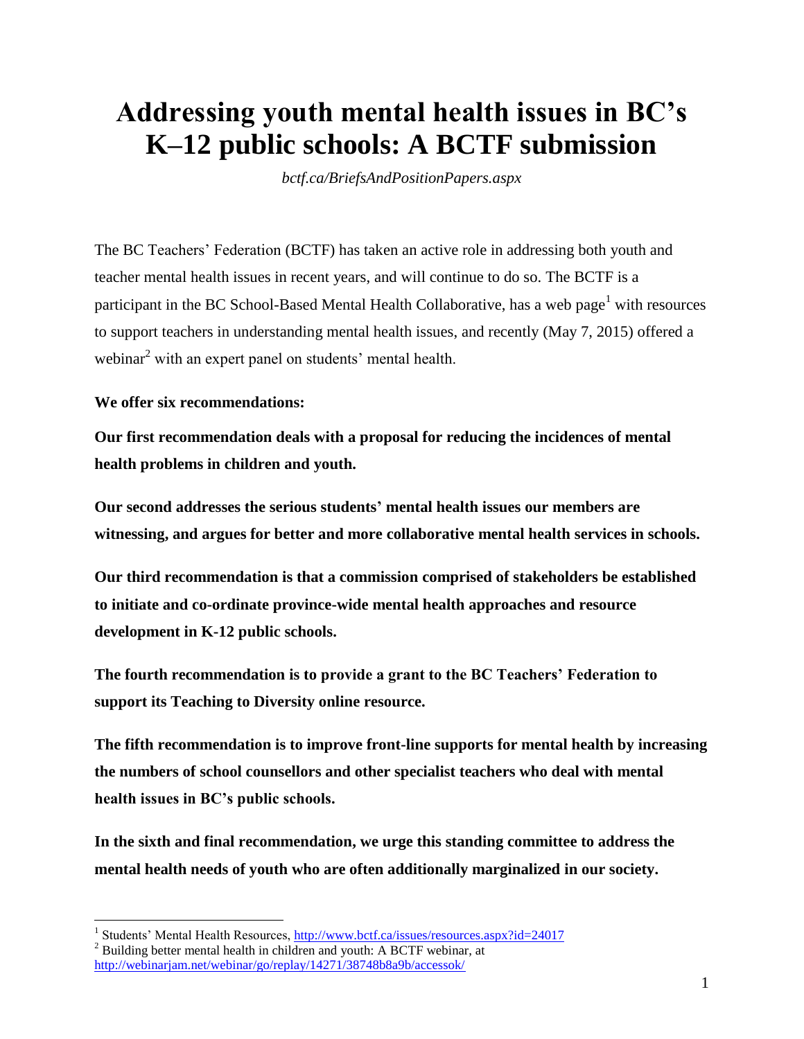# Addressing youth mental health issues in BC's K–12 public schools: A BCTF submission

*bctf.ca/BriefsAndPositionPapers.aspx*

The BC Teachers' Federation (BCTF) has taken an active role in addressing both youth and teacher mental health issues in recent years, and will continue to do so. The BCTF is a participant in the BC School-Based Mental Health Collaborative, has a web page[1] with resources to support teachers in understanding mental health issues, and recently (May 7, 2015) offered a webinar[2] with an expert panel on students' mental health.

**We offer six recommendations:**

**Our first recommendation deals with a proposal for reducing the incidences of mental health problems in children and youth.**

**Our second addresses the serious students' mental health issues our members are witnessing, and argues for better and more collaborative mental health services in schools.**

**Our third recommendation is that a commission comprised of stakeholders be established to initiate and co-ordinate province-wide mental health approaches and resource development in K-12 public schools.**

**The fourth recommendation is to provide a grant to the BC Teachers' Federation to support its Teaching to Diversity online resource.**

**The fifth recommendation is to improve front-line supports for mental health by increasing the numbers of school counsellors and other specialist teachers who deal with mental health issues in BC's public schools.**

**In the sixth and final recommendation, we urge this standing committee to address the mental health needs of youth who are often additionally marginalized in our society.**

---

[1] Students' Mental Health Resources, http://www.bctf.ca/issues/resources.aspx?id=24017

[2] Building better mental health in children and youth: A BCTF webinar, at http://webinarjam.net/webinar/go/replay/14271/38748b8a9b/accessok/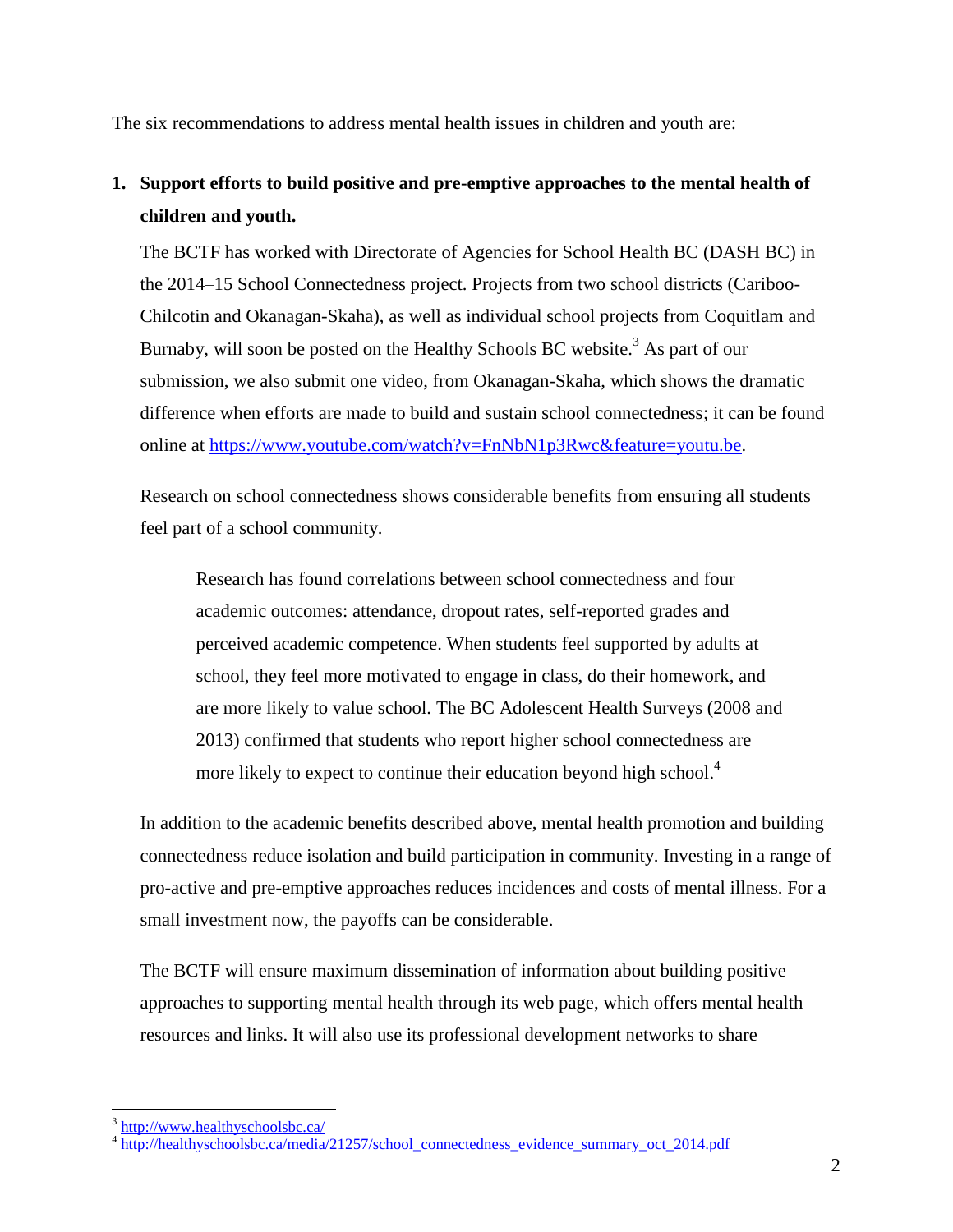The six recommendations to address mental health issues in children and youth are:

1. **Support efforts to build positive and pre-emptive approaches to the mental health of children and youth.**

   The BCTF has worked with Directorate of Agencies for School Health BC (DASH BC) in the 2014–15 School Connectedness project. Projects from two school districts (Cariboo-Chilcotin and Okanagan-Skaha), as well as individual school projects from Coquitlam and Burnaby, will soon be posted on the Healthy Schools BC website.[3] As part of our submission, we also submit one video, from Okanagan-Skaha, which shows the dramatic difference when efforts are made to build and sustain school connectedness; it can be found online at [https://www.youtube.com/watch?v=FnNbN1p3Rwc&feature=youtu.be](https://www.youtube.com/watch?v=FnNbN1p3Rwc&feature=youtu.be).

   Research on school connectedness shows considerable benefits from ensuring all students feel part of a school community.

   > Research has found correlations between school connectedness and four academic outcomes: attendance, dropout rates, self-reported grades and perceived academic competence. When students feel supported by adults at school, they feel more motivated to engage in class, do their homework, and are more likely to value school. The BC Adolescent Health Surveys (2008 and 2013) confirmed that students who report higher school connectedness are more likely to expect to continue their education beyond high school.[4]

   In addition to the academic benefits described above, mental health promotion and building connectedness reduce isolation and build participation in community. Investing in a range of pro-active and pre-emptive approaches reduces incidences and costs of mental illness. For a small investment now, the payoffs can be considerable.

   The BCTF will ensure maximum dissemination of information about building positive approaches to supporting mental health through its web page, which offers mental health resources and links. It will also use its professional development networks to share

---

[3] [http://www.healthyschoolsbc.ca/](http://www.healthyschoolsbc.ca/)

[4] [http://healthyschoolsbc.ca/media/21257/school_connectedness_evidence_summary_oct_2014.pdf](http://healthyschoolsbc.ca/media/21257/school_connectedness_evidence_summary_oct_2014.pdf)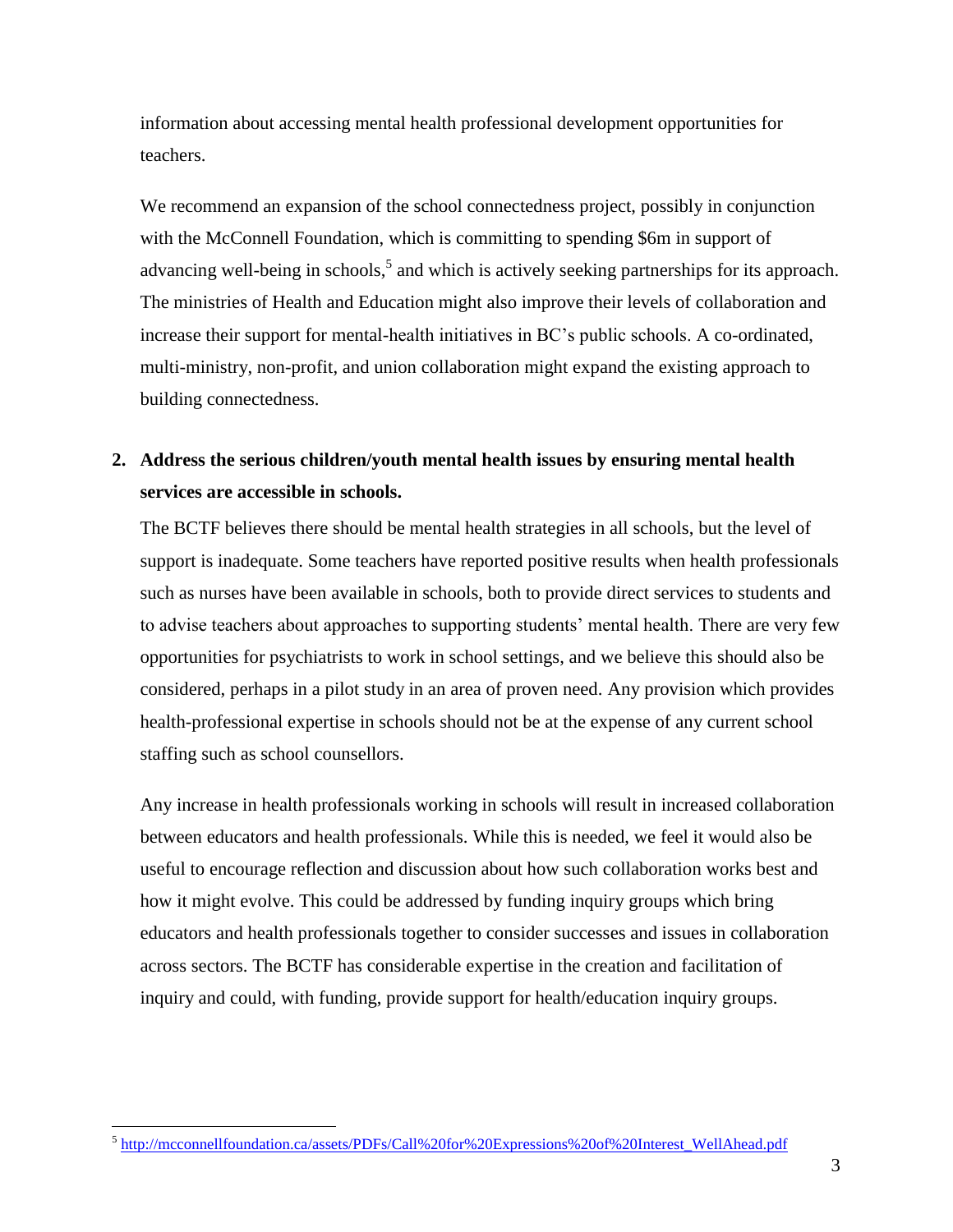information about accessing mental health professional development opportunities for teachers.

We recommend an expansion of the school connectedness project, possibly in conjunction with the McConnell Foundation, which is committing to spending $6m in support of advancing well-being in schools,[5] and which is actively seeking partnerships for its approach. The ministries of Health and Education might also improve their levels of collaboration and increase their support for mental-health initiatives in BC's public schools. A co-ordinated, multi-ministry, non-profit, and union collaboration might expand the existing approach to building connectedness.

2. **Address the serious children/youth mental health issues by ensuring mental health services are accessible in schools.**

The BCTF believes there should be mental health strategies in all schools, but the level of support is inadequate. Some teachers have reported positive results when health professionals such as nurses have been available in schools, both to provide direct services to students and to advise teachers about approaches to supporting students' mental health. There are very few opportunities for psychiatrists to work in school settings, and we believe this should also be considered, perhaps in a pilot study in an area of proven need. Any provision which provides health-professional expertise in schools should not be at the expense of any current school staffing such as school counsellors.

Any increase in health professionals working in schools will result in increased collaboration between educators and health professionals. While this is needed, we feel it would also be useful to encourage reflection and discussion about how such collaboration works best and how it might evolve. This could be addressed by funding inquiry groups which bring educators and health professionals together to consider successes and issues in collaboration across sectors. The BCTF has considerable expertise in the creation and facilitation of inquiry and could, with funding, provide support for health/education inquiry groups.

---

[5] http://mcconnellfoundation.ca/assets/PDFs/Call%20for%20Expressions%20of%20Interest_WellAhead.pdf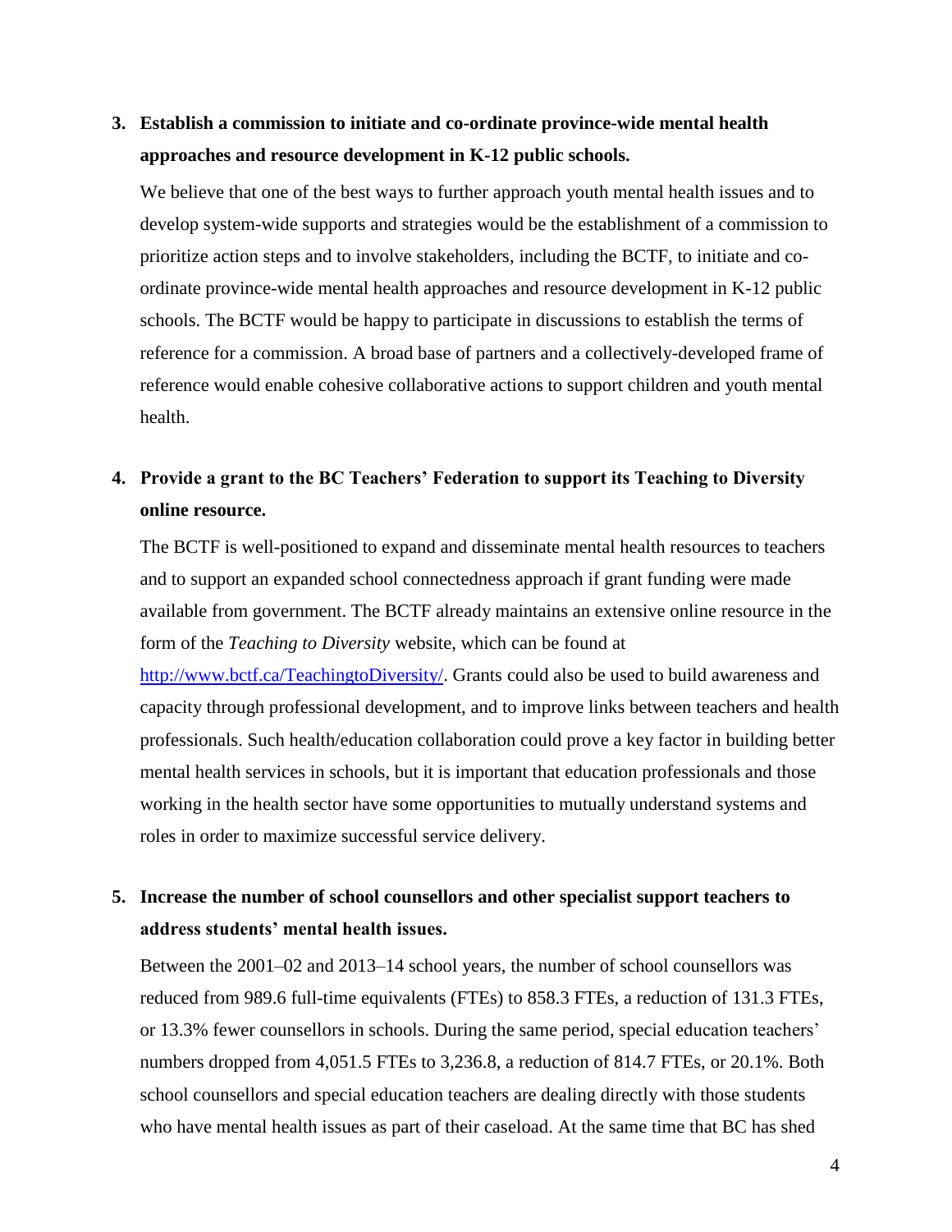3. **Establish a commission to initiate and co-ordinate province-wide mental health approaches and resource development in K-12 public schools.**

   We believe that one of the best ways to further approach youth mental health issues and to develop system-wide supports and strategies would be the establishment of a commission to prioritize action steps and to involve stakeholders, including the BCTF, to initiate and co-ordinate province-wide mental health approaches and resource development in K-12 public schools. The BCTF would be happy to participate in discussions to establish the terms of reference for a commission. A broad base of partners and a collectively-developed frame of reference would enable cohesive collaborative actions to support children and youth mental health.

4. **Provide a grant to the BC Teachers' Federation to support its Teaching to Diversity online resource.**

   The BCTF is well-positioned to expand and disseminate mental health resources to teachers and to support an expanded school connectedness approach if grant funding were made available from government. The BCTF already maintains an extensive online resource in the form of the *Teaching to Diversity* website, which can be found at [http://www.bctf.ca/TeachingtoDiversity/](http://www.bctf.ca/TeachingtoDiversity/). Grants could also be used to build awareness and capacity through professional development, and to improve links between teachers and health professionals. Such health/education collaboration could prove a key factor in building better mental health services in schools, but it is important that education professionals and those working in the health sector have some opportunities to mutually understand systems and roles in order to maximize successful service delivery.

5. **Increase the number of school counsellors and other specialist support teachers to address students' mental health issues.**

   Between the 2001–02 and 2013–14 school years, the number of school counsellors was reduced from 989.6 full-time equivalents (FTEs) to 858.3 FTEs, a reduction of 131.3 FTEs, or 13.3% fewer counsellors in schools. During the same period, special education teachers' numbers dropped from 4,051.5 FTEs to 3,236.8, a reduction of 814.7 FTEs, or 20.1%. Both school counsellors and special education teachers are dealing directly with those students who have mental health issues as part of their caseload. At the same time that BC has shed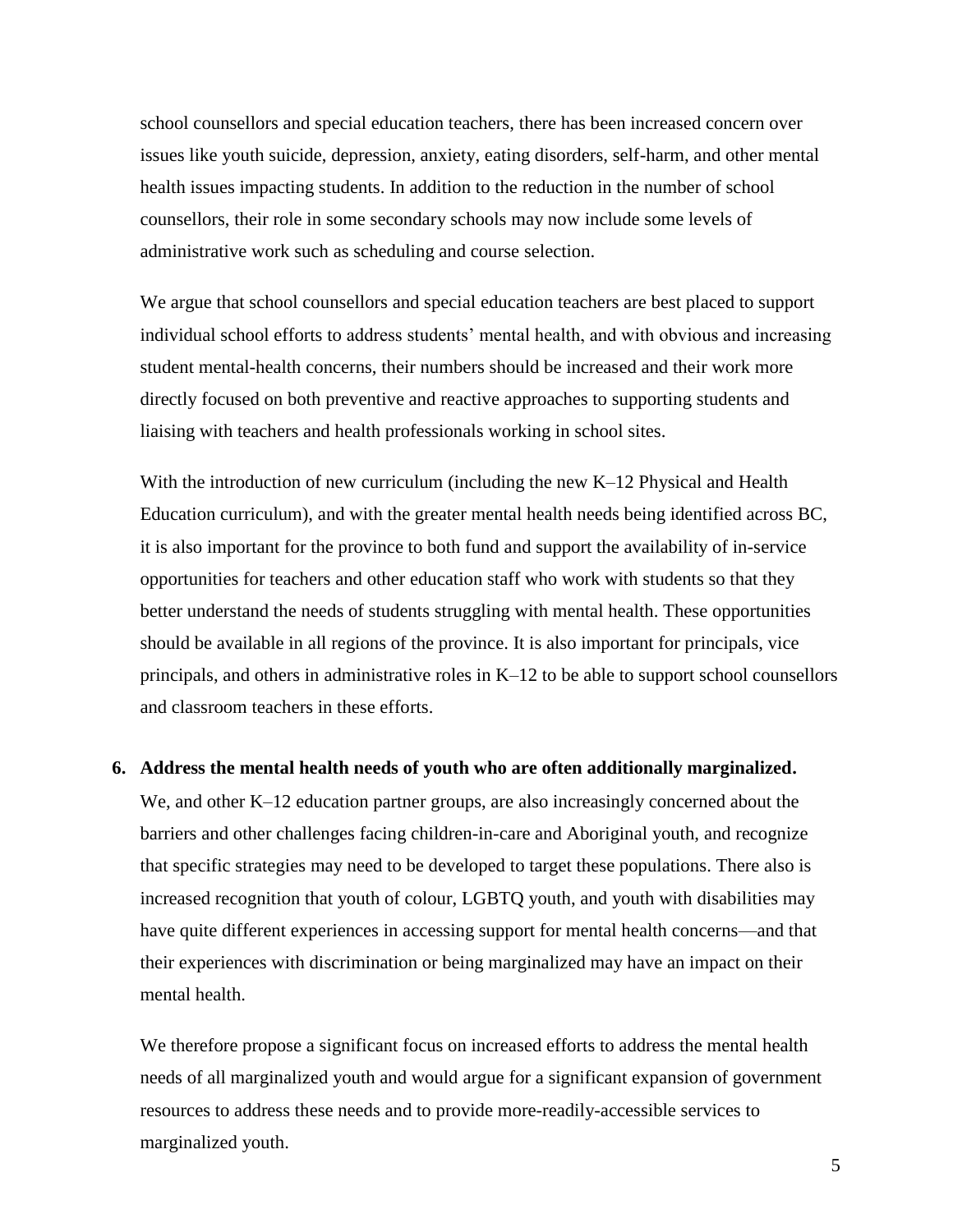school counsellors and special education teachers, there has been increased concern over issues like youth suicide, depression, anxiety, eating disorders, self-harm, and other mental health issues impacting students. In addition to the reduction in the number of school counsellors, their role in some secondary schools may now include some levels of administrative work such as scheduling and course selection.

We argue that school counsellors and special education teachers are best placed to support individual school efforts to address students' mental health, and with obvious and increasing student mental-health concerns, their numbers should be increased and their work more directly focused on both preventive and reactive approaches to supporting students and liaising with teachers and health professionals working in school sites.

With the introduction of new curriculum (including the new K–12 Physical and Health Education curriculum), and with the greater mental health needs being identified across BC, it is also important for the province to both fund and support the availability of in-service opportunities for teachers and other education staff who work with students so that they better understand the needs of students struggling with mental health. These opportunities should be available in all regions of the province. It is also important for principals, vice principals, and others in administrative roles in K–12 to be able to support school counsellors and classroom teachers in these efforts.

6. **Address the mental health needs of youth who are often additionally marginalized.**

   We, and other K–12 education partner groups, are also increasingly concerned about the barriers and other challenges facing children-in-care and Aboriginal youth, and recognize that specific strategies may need to be developed to target these populations. There also is increased recognition that youth of colour, LGBTQ youth, and youth with disabilities may have quite different experiences in accessing support for mental health concerns—and that their experiences with discrimination or being marginalized may have an impact on their mental health.

   We therefore propose a significant focus on increased efforts to address the mental health needs of all marginalized youth and would argue for a significant expansion of government resources to address these needs and to provide more-readily-accessible services to marginalized youth.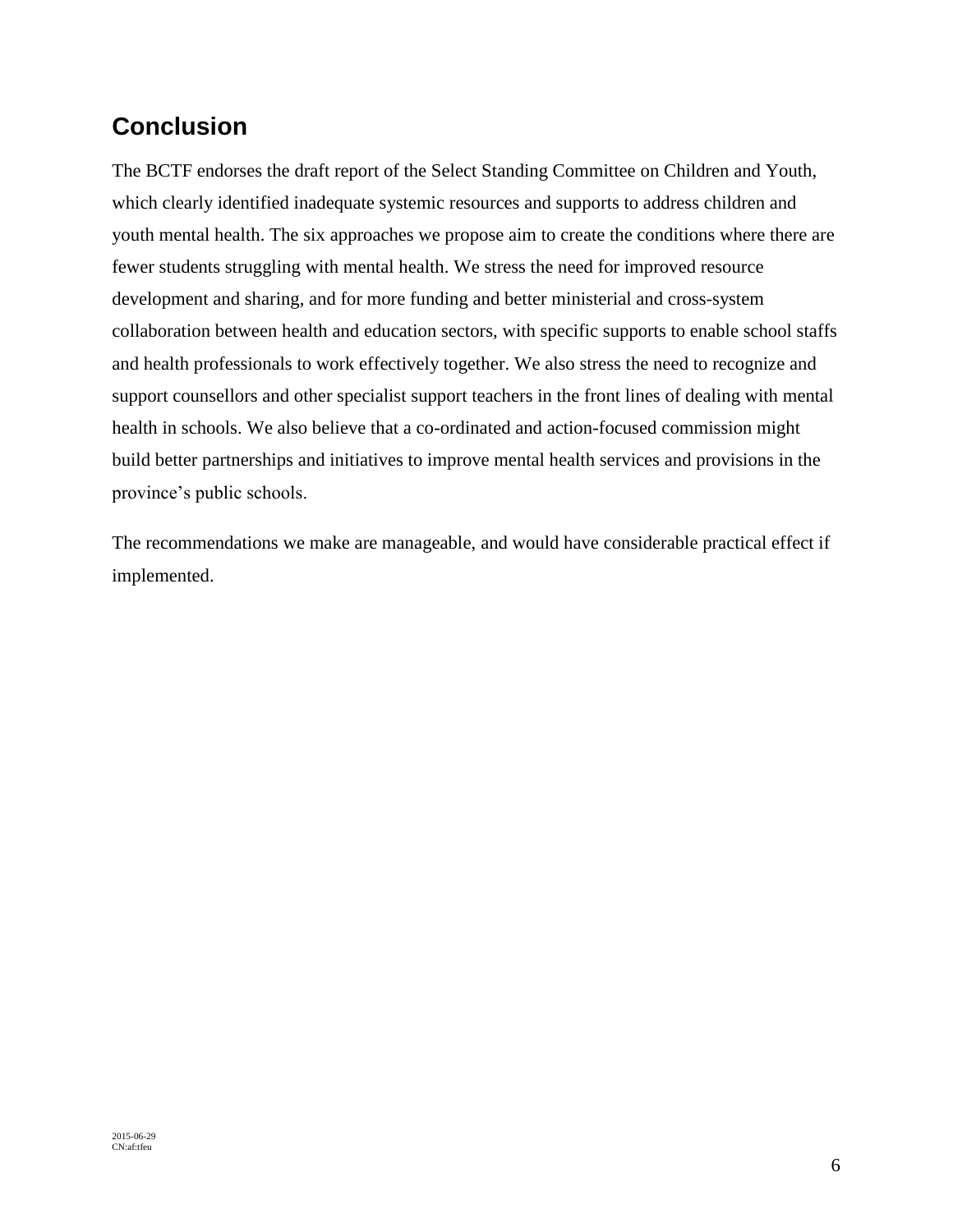## Conclusion

The BCTF endorses the draft report of the Select Standing Committee on Children and Youth, which clearly identified inadequate systemic resources and supports to address children and youth mental health. The six approaches we propose aim to create the conditions where there are fewer students struggling with mental health. We stress the need for improved resource development and sharing, and for more funding and better ministerial and cross-system collaboration between health and education sectors, with specific supports to enable school staffs and health professionals to work effectively together. We also stress the need to recognize and support counsellors and other specialist support teachers in the front lines of dealing with mental health in schools. We also believe that a co-ordinated and action-focused commission might build better partnerships and initiatives to improve mental health services and provisions in the province's public schools.

The recommendations we make are manageable, and would have considerable practical effect if implemented.

2015-06-29
CN:af:tfeu